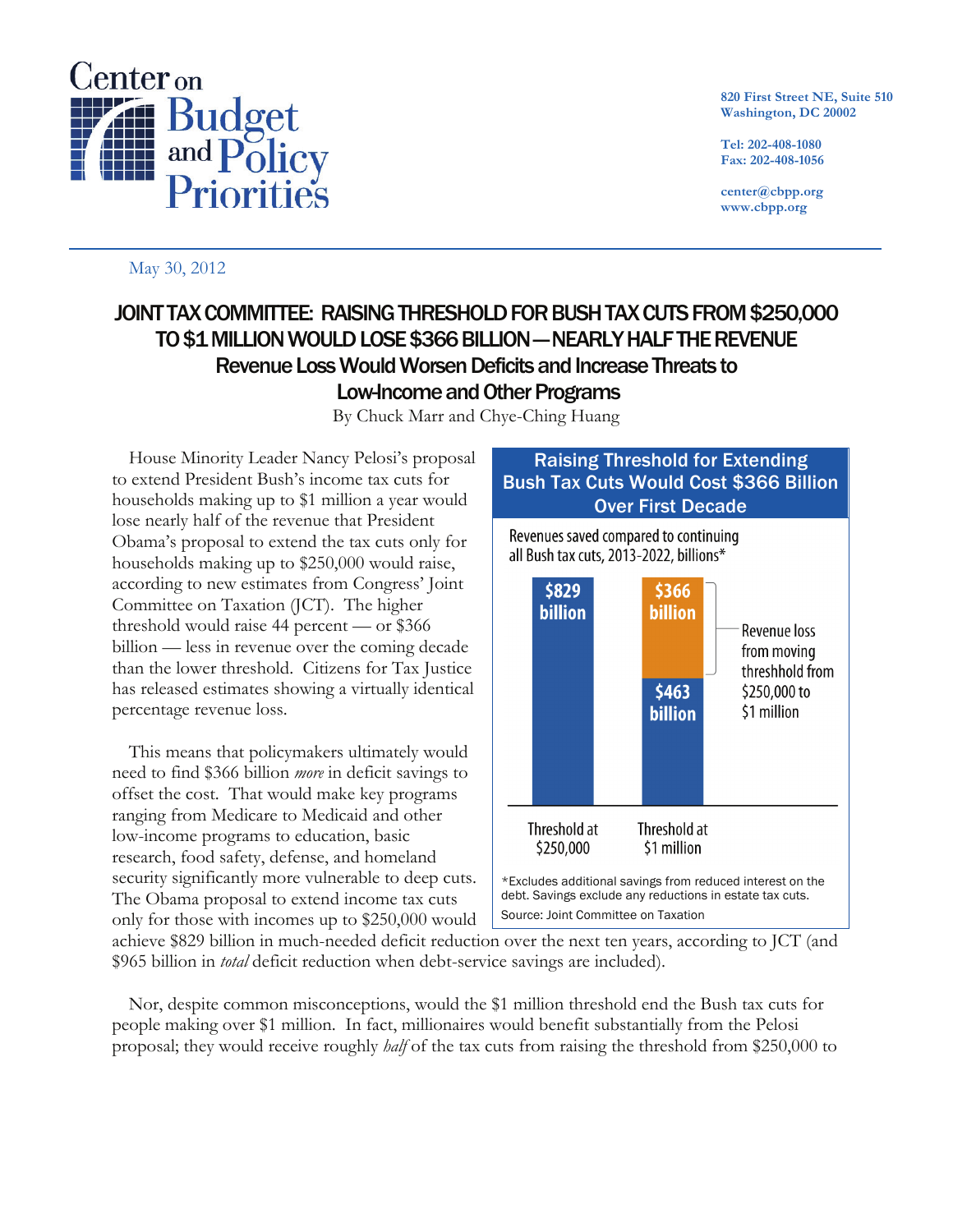Center on Budget and Policy Priorities

820 First Street NE, Suite 510
Washington, DC 20002

Tel: 202-408-1080
Fax: 202-408-1056

center@cbpp.org
www.cbpp.org

May 30, 2012

# JOINT TAX COMMITTEE: RAISING THRESHOLD FOR BUSH TAX CUTS FROM $250,000 TO $1 MILLION WOULD LOSE $366 BILLION — NEARLY HALF THE REVENUE

## Revenue Loss Would Worsen Deficits and Increase Threats to Low-Income and Other Programs

By Chuck Marr and Chye-Ching Huang

House Minority Leader Nancy Pelosi's proposal to extend President Bush's income tax cuts for households making up to $1 million a year would lose nearly half of the revenue that President Obama's proposal to extend the tax cuts only for households making up to $250,000 would raise, according to new estimates from Congress' Joint Committee on Taxation (JCT). The higher threshold would raise 44 percent — or $366 billion — less in revenue over the coming decade than the lower threshold. Citizens for Tax Justice has released estimates showing a virtually identical percentage revenue loss.

**Raising Threshold for Extending Bush Tax Cuts Would Cost $366 Billion Over First Decade**

Revenues saved compared to continuing all Bush tax cuts, 2013-2022, billions*

| | Threshold at $250,000 | Threshold at $1 million |
|---|---|---|
| Revenues saved | $829 billion | $463 billion |
| Revenue loss from moving threshhold from $250,000 to $1 million | | $366 billion |

*Excludes additional savings from reduced interest on the debt. Savings exclude any reductions in estate tax cuts.
Source: Joint Committee on Taxation

This means that policymakers ultimately would need to find $366 billion *more* in deficit savings to offset the cost. That would make key programs ranging from Medicare to Medicaid and other low-income programs to education, basic research, food safety, defense, and homeland security significantly more vulnerable to deep cuts. The Obama proposal to extend income tax cuts only for those with incomes up to $250,000 would achieve $829 billion in much-needed deficit reduction over the next ten years, according to JCT (and $965 billion in *total* deficit reduction when debt-service savings are included).

Nor, despite common misconceptions, would the $1 million threshold end the Bush tax cuts for people making over $1 million. In fact, millionaires would benefit substantially from the Pelosi proposal; they would receive roughly *half* of the tax cuts from raising the threshold from $250,000 to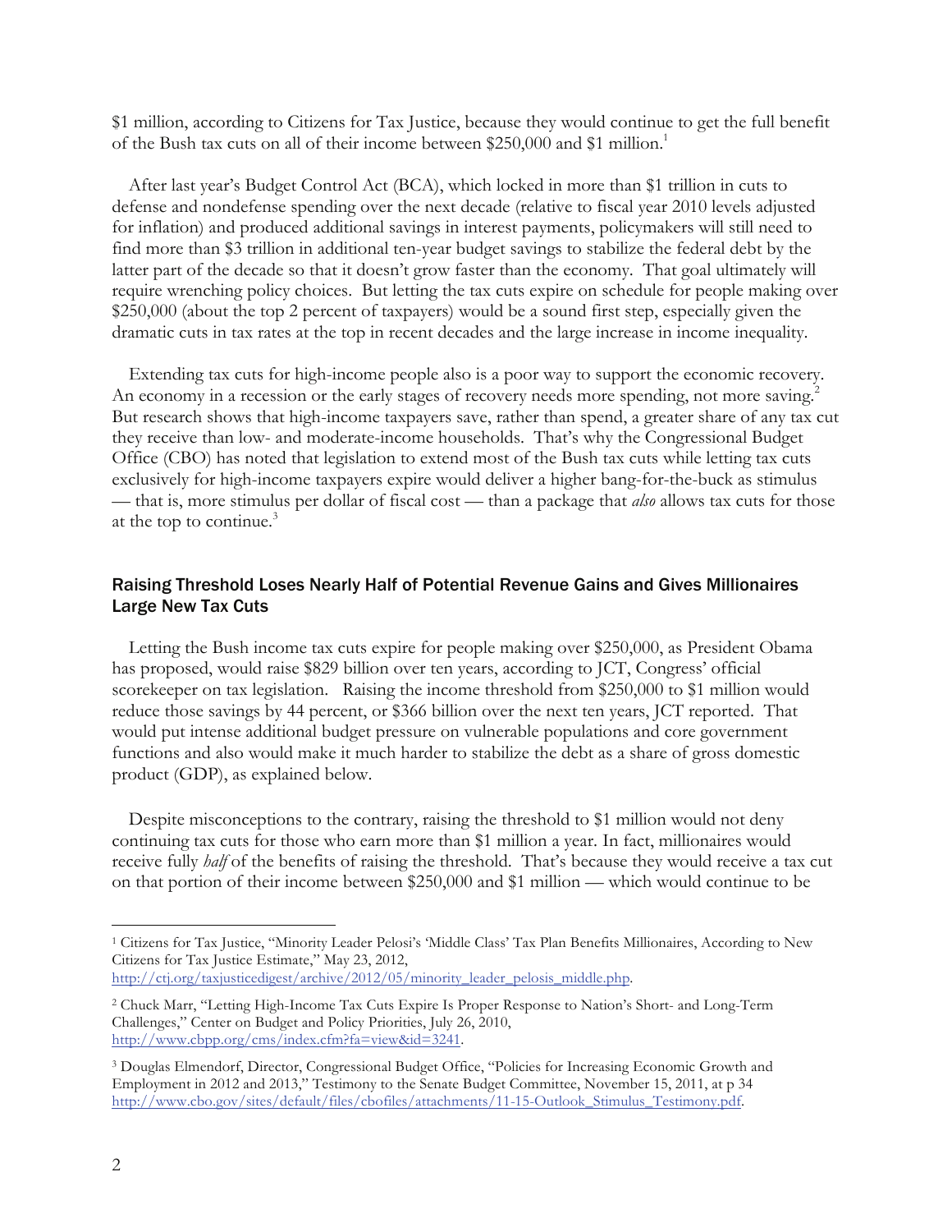$1 million, according to Citizens for Tax Justice, because they would continue to get the full benefit of the Bush tax cuts on all of their income between $250,000 and $1 million.[1]

After last year's Budget Control Act (BCA), which locked in more than $1 trillion in cuts to defense and nondefense spending over the next decade (relative to fiscal year 2010 levels adjusted for inflation) and produced additional savings in interest payments, policymakers will still need to find more than $3 trillion in additional ten-year budget savings to stabilize the federal debt by the latter part of the decade so that it doesn't grow faster than the economy. That goal ultimately will require wrenching policy choices. But letting the tax cuts expire on schedule for people making over $250,000 (about the top 2 percent of taxpayers) would be a sound first step, especially given the dramatic cuts in tax rates at the top in recent decades and the large increase in income inequality.

Extending tax cuts for high-income people also is a poor way to support the economic recovery. An economy in a recession or the early stages of recovery needs more spending, not more saving.[2] But research shows that high-income taxpayers save, rather than spend, a greater share of any tax cut they receive than low- and moderate-income households. That's why the Congressional Budget Office (CBO) has noted that legislation to extend most of the Bush tax cuts while letting tax cuts exclusively for high-income taxpayers expire would deliver a higher bang-for-the-buck as stimulus — that is, more stimulus per dollar of fiscal cost — than a package that *also* allows tax cuts for those at the top to continue.[3]

## Raising Threshold Loses Nearly Half of Potential Revenue Gains and Gives Millionaires Large New Tax Cuts

Letting the Bush income tax cuts expire for people making over $250,000, as President Obama has proposed, would raise $829 billion over ten years, according to JCT, Congress' official scorekeeper on tax legislation. Raising the income threshold from $250,000 to $1 million would reduce those savings by 44 percent, or $366 billion over the next ten years, JCT reported. That would put intense additional budget pressure on vulnerable populations and core government functions and also would make it much harder to stabilize the debt as a share of gross domestic product (GDP), as explained below.

Despite misconceptions to the contrary, raising the threshold to $1 million would not deny continuing tax cuts for those who earn more than $1 million a year. In fact, millionaires would receive fully *half* of the benefits of raising the threshold. That's because they would receive a tax cut on that portion of their income between $250,000 and $1 million — which would continue to be

---

[1] Citizens for Tax Justice, "Minority Leader Pelosi's 'Middle Class' Tax Plan Benefits Millionaires, According to New Citizens for Tax Justice Estimate," May 23, 2012, http://ctj.org/taxjusticedigest/archive/2012/05/minority_leader_pelosis_middle.php.

[2] Chuck Marr, "Letting High-Income Tax Cuts Expire Is Proper Response to Nation's Short- and Long-Term Challenges," Center on Budget and Policy Priorities, July 26, 2010, http://www.cbpp.org/cms/index.cfm?fa=view&id=3241.

[3] Douglas Elmendorf, Director, Congressional Budget Office, "Policies for Increasing Economic Growth and Employment in 2012 and 2013," Testimony to the Senate Budget Committee, November 15, 2011, at p 34 http://www.cbo.gov/sites/default/files/cbofiles/attachments/11-15-Outlook_Stimulus_Testimony.pdf.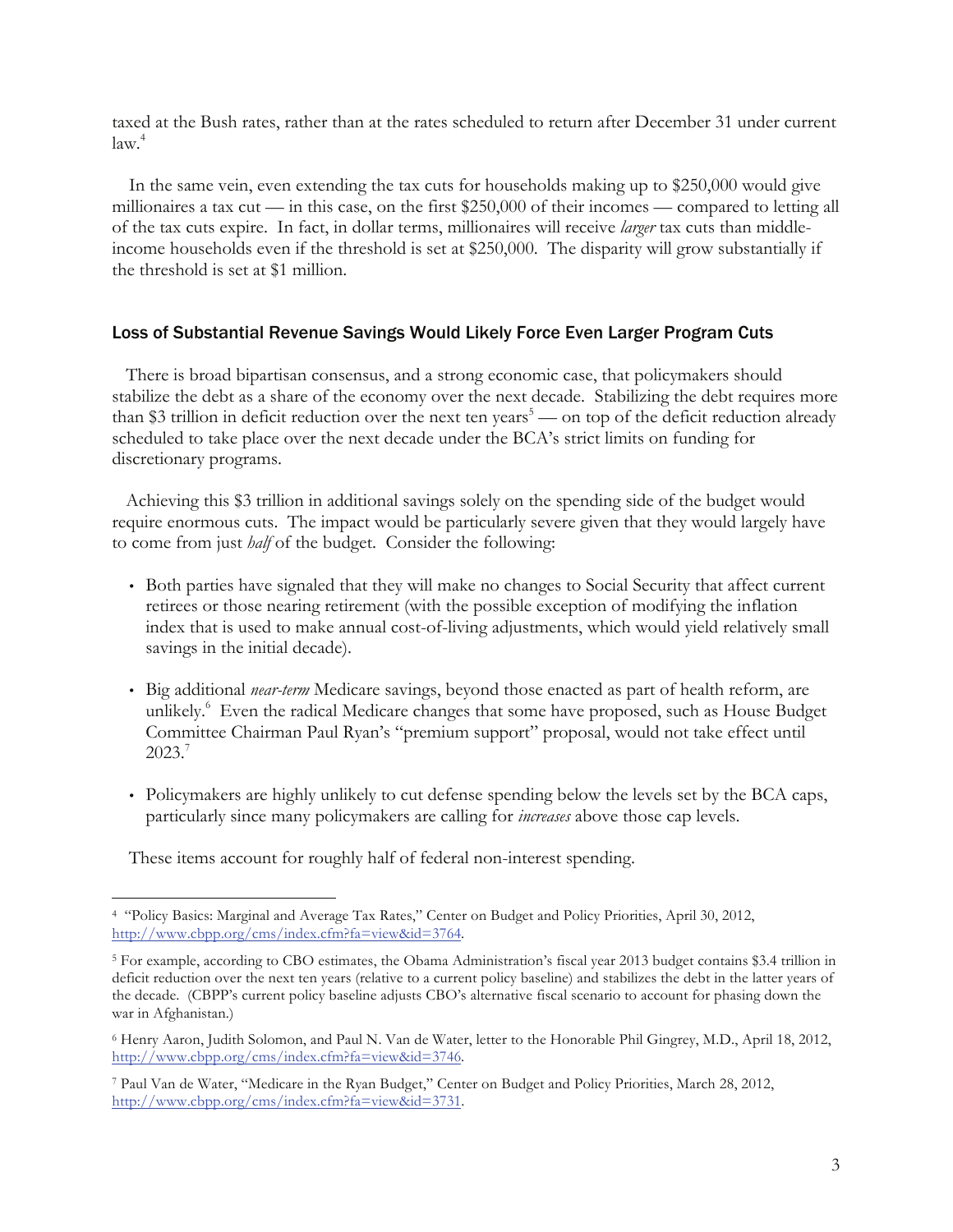taxed at the Bush rates, rather than at the rates scheduled to return after December 31 under current law.[4]

In the same vein, even extending the tax cuts for households making up to $250,000 would give millionaires a tax cut — in this case, on the first $250,000 of their incomes — compared to letting all of the tax cuts expire. In fact, in dollar terms, millionaires will receive *larger* tax cuts than middle-income households even if the threshold is set at $250,000. The disparity will grow substantially if the threshold is set at $1 million.

## Loss of Substantial Revenue Savings Would Likely Force Even Larger Program Cuts

There is broad bipartisan consensus, and a strong economic case, that policymakers should stabilize the debt as a share of the economy over the next decade. Stabilizing the debt requires more than $3 trillion in deficit reduction over the next ten years[5] — on top of the deficit reduction already scheduled to take place over the next decade under the BCA's strict limits on funding for discretionary programs.

Achieving this $3 trillion in additional savings solely on the spending side of the budget would require enormous cuts. The impact would be particularly severe given that they would largely have to come from just *half* of the budget. Consider the following:

- Both parties have signaled that they will make no changes to Social Security that affect current retirees or those nearing retirement (with the possible exception of modifying the inflation index that is used to make annual cost-of-living adjustments, which would yield relatively small savings in the initial decade).
- Big additional *near-term* Medicare savings, beyond those enacted as part of health reform, are unlikely.[6] Even the radical Medicare changes that some have proposed, such as House Budget Committee Chairman Paul Ryan's "premium support" proposal, would not take effect until 2023.[7]
- Policymakers are highly unlikely to cut defense spending below the levels set by the BCA caps, particularly since many policymakers are calling for *increases* above those cap levels.

These items account for roughly half of federal non-interest spending.

---

[4] "Policy Basics: Marginal and Average Tax Rates," Center on Budget and Policy Priorities, April 30, 2012, http://www.cbpp.org/cms/index.cfm?fa=view&id=3764.

[5] For example, according to CBO estimates, the Obama Administration's fiscal year 2013 budget contains $3.4 trillion in deficit reduction over the next ten years (relative to a current policy baseline) and stabilizes the debt in the latter years of the decade. (CBPP's current policy baseline adjusts CBO's alternative fiscal scenario to account for phasing down the war in Afghanistan.)

[6] Henry Aaron, Judith Solomon, and Paul N. Van de Water, letter to the Honorable Phil Gingrey, M.D., April 18, 2012, http://www.cbpp.org/cms/index.cfm?fa=view&id=3746.

[7] Paul Van de Water, "Medicare in the Ryan Budget," Center on Budget and Policy Priorities, March 28, 2012, http://www.cbpp.org/cms/index.cfm?fa=view&id=3731.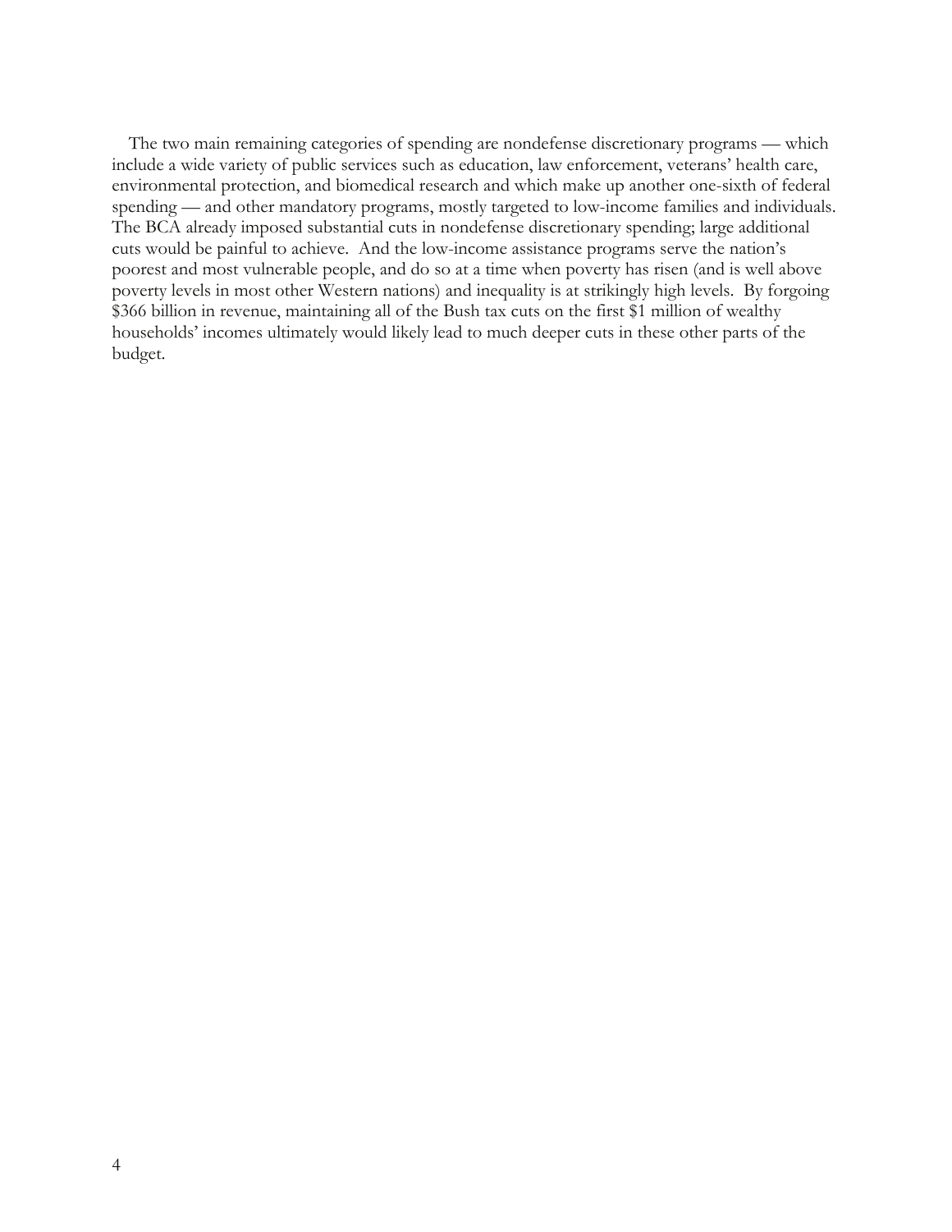The two main remaining categories of spending are nondefense discretionary programs — which include a wide variety of public services such as education, law enforcement, veterans' health care, environmental protection, and biomedical research and which make up another one-sixth of federal spending — and other mandatory programs, mostly targeted to low-income families and individuals. The BCA already imposed substantial cuts in nondefense discretionary spending; large additional cuts would be painful to achieve. And the low-income assistance programs serve the nation's poorest and most vulnerable people, and do so at a time when poverty has risen (and is well above poverty levels in most other Western nations) and inequality is at strikingly high levels. By forgoing $366 billion in revenue, maintaining all of the Bush tax cuts on the first $1 million of wealthy households' incomes ultimately would likely lead to much deeper cuts in these other parts of the budget.